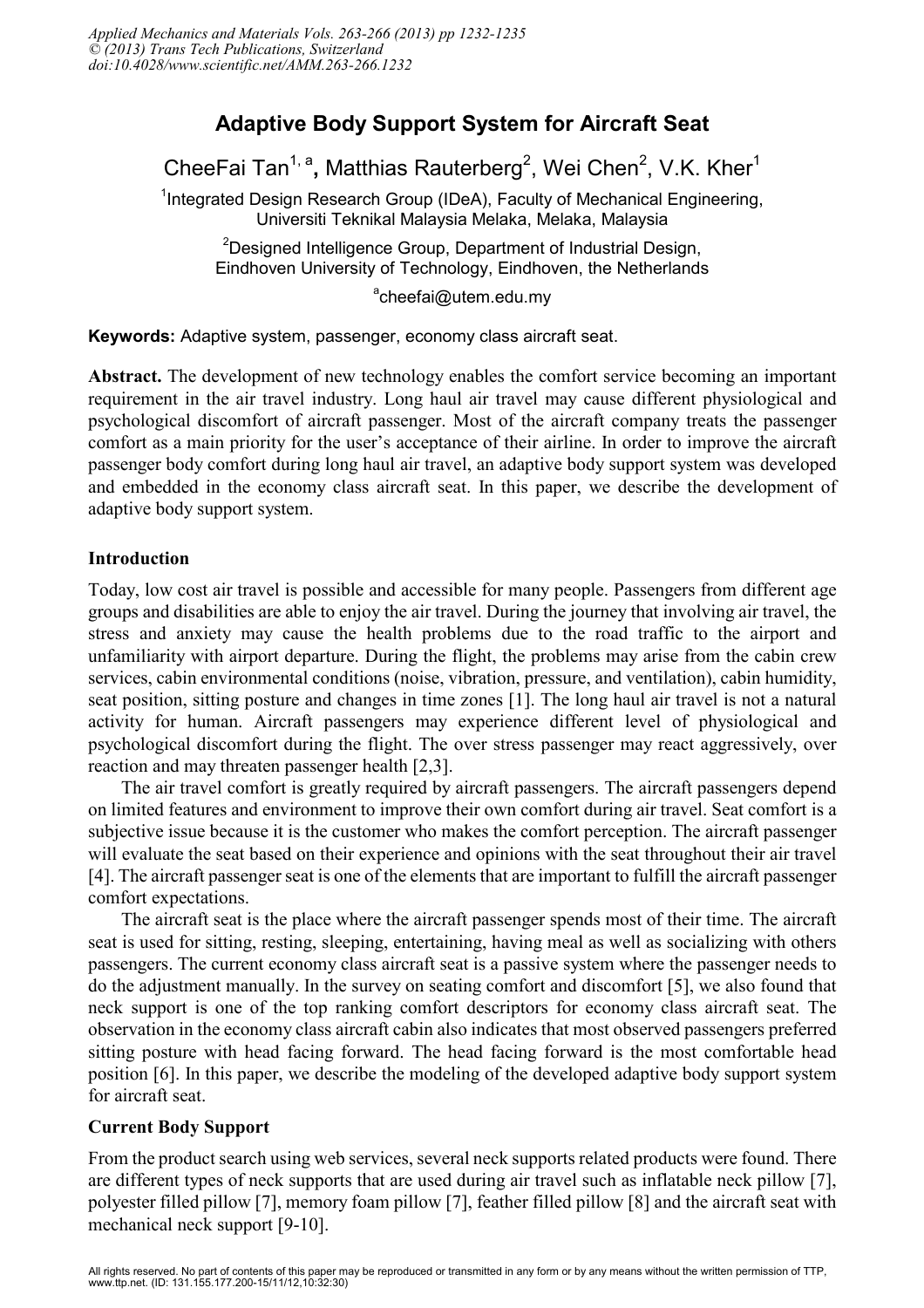# Adaptive Body Support System for Aircraft Seat

CheeFai Tan[1, a], Matthias Rauterberg[2], Wei Chen[2], V.K. Kher[1]

[1]Integrated Design Research Group (IDeA), Faculty of Mechanical Engineering, Universiti Teknikal Malaysia Melaka, Melaka, Malaysia

[2]Designed Intelligence Group, Department of Industrial Design, Eindhoven University of Technology, Eindhoven, the Netherlands

[a]cheefai@utem.edu.my

**Keywords:** Adaptive system, passenger, economy class aircraft seat.

**Abstract.** The development of new technology enables the comfort service becoming an important requirement in the air travel industry. Long haul air travel may cause different physiological and psychological discomfort of aircraft passenger. Most of the aircraft company treats the passenger comfort as a main priority for the user's acceptance of their airline. In order to improve the aircraft passenger body comfort during long haul air travel, an adaptive body support system was developed and embedded in the economy class aircraft seat. In this paper, we describe the development of adaptive body support system.

## Introduction

Today, low cost air travel is possible and accessible for many people. Passengers from different age groups and disabilities are able to enjoy the air travel. During the journey that involving air travel, the stress and anxiety may cause the health problems due to the road traffic to the airport and unfamiliarity with airport departure. During the flight, the problems may arise from the cabin crew services, cabin environmental conditions (noise, vibration, pressure, and ventilation), cabin humidity, seat position, sitting posture and changes in time zones [1]. The long haul air travel is not a natural activity for human. Aircraft passengers may experience different level of physiological and psychological discomfort during the flight. The over stress passenger may react aggressively, over reaction and may threaten passenger health [2,3].

The air travel comfort is greatly required by aircraft passengers. The aircraft passengers depend on limited features and environment to improve their own comfort during air travel. Seat comfort is a subjective issue because it is the customer who makes the comfort perception. The aircraft passenger will evaluate the seat based on their experience and opinions with the seat throughout their air travel [4]. The aircraft passenger seat is one of the elements that are important to fulfill the aircraft passenger comfort expectations.

The aircraft seat is the place where the aircraft passenger spends most of their time. The aircraft seat is used for sitting, resting, sleeping, entertaining, having meal as well as socializing with others passengers. The current economy class aircraft seat is a passive system where the passenger needs to do the adjustment manually. In the survey on seating comfort and discomfort [5], we also found that neck support is one of the top ranking comfort descriptors for economy class aircraft seat. The observation in the economy class aircraft cabin also indicates that most observed passengers preferred sitting posture with head facing forward. The head facing forward is the most comfortable head position [6]. In this paper, we describe the modeling of the developed adaptive body support system for aircraft seat.

## Current Body Support

From the product search using web services, several neck supports related products were found. There are different types of neck supports that are used during air travel such as inflatable neck pillow [7], polyester filled pillow [7], memory foam pillow [7], feather filled pillow [8] and the aircraft seat with mechanical neck support [9-10].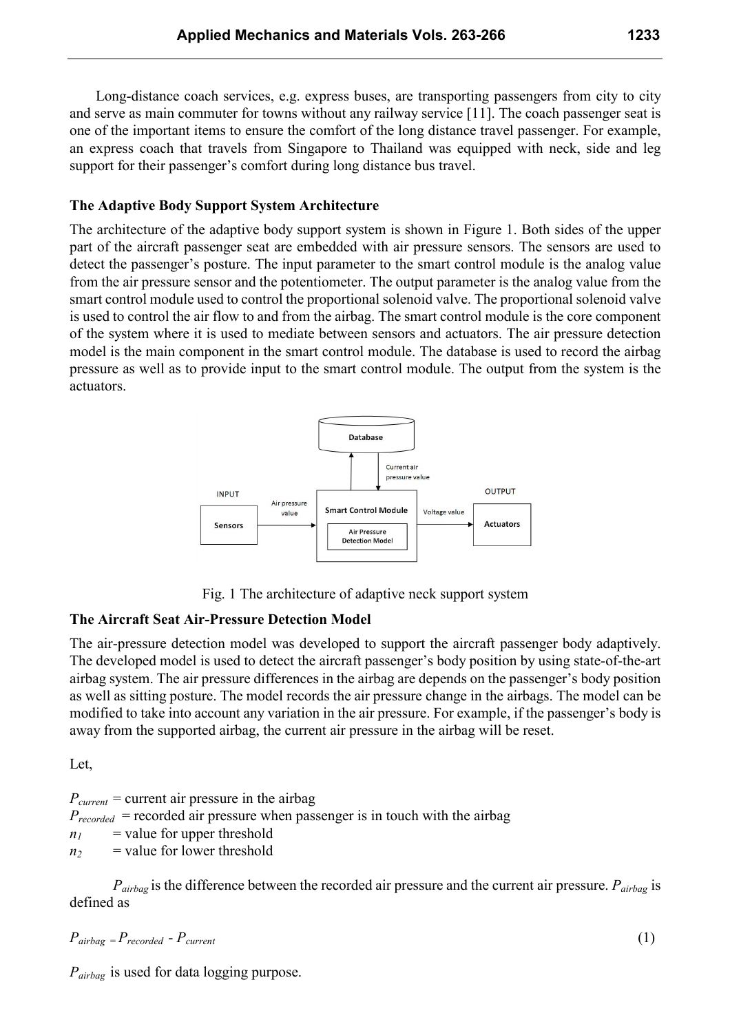Long-distance coach services, e.g. express buses, are transporting passengers from city to city and serve as main commuter for towns without any railway service [11]. The coach passenger seat is one of the important items to ensure the comfort of the long distance travel passenger. For example, an express coach that travels from Singapore to Thailand was equipped with neck, side and leg support for their passenger's comfort during long distance bus travel.

**The Adaptive Body Support System Architecture**

The architecture of the adaptive body support system is shown in Figure 1. Both sides of the upper part of the aircraft passenger seat are embedded with air pressure sensors. The sensors are used to detect the passenger's posture. The input parameter to the smart control module is the analog value from the air pressure sensor and the potentiometer. The output parameter is the analog value from the smart control module used to control the proportional solenoid valve. The proportional solenoid valve is used to control the air flow to and from the airbag. The smart control module is the core component of the system where it is used to mediate between sensors and actuators. The air pressure detection model is the main component in the smart control module. The database is used to record the airbag pressure as well as to provide input to the smart control module. The output from the system is the actuators.

Database

Current air pressure value

INPUT

OUTPUT

Sensors

Air pressure value

Smart Control Module

Air Pressure Detection Model

Voltage value

Actuators

Fig. 1 The architecture of adaptive neck support system

**The Aircraft Seat Air-Pressure Detection Model**

The air-pressure detection model was developed to support the aircraft passenger body adaptively. The developed model is used to detect the aircraft passenger's body position by using state-of-the-art airbag system. The air pressure differences in the airbag are depends on the passenger's body position as well as sitting posture. The model records the air pressure change in the airbags. The model can be modified to take into account any variation in the air pressure. For example, if the passenger's body is away from the supported airbag, the current air pressure in the airbag will be reset.

Let,

$P_{current}$ = current air pressure in the airbag
$P_{recorded}$ = recorded air pressure when passenger is in touch with the airbag
$n_1$ = value for upper threshold
$n_2$ = value for lower threshold

$P_{airbag}$ is the difference between the recorded air pressure and the current air pressure. $P_{airbag}$ is defined as

$$P_{airbag} = P_{recorded} - P_{current} \tag{1}$$

$P_{airbag}$ is used for data logging purpose.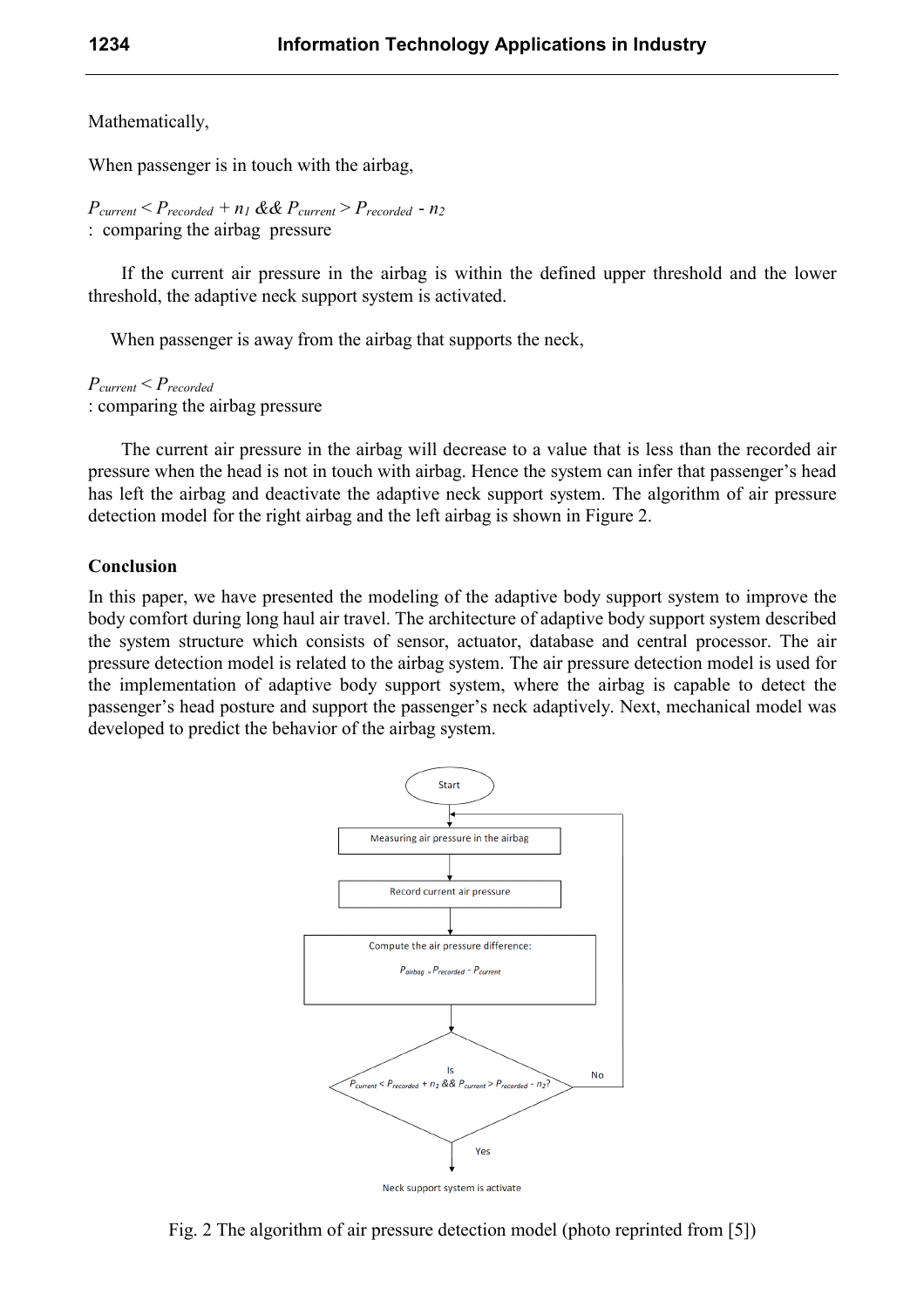Mathematically,

When passenger is in touch with the airbag,

$P_{current} < P_{recorded} + n_1$ && $P_{current} > P_{recorded} - n_2$
: comparing the airbag pressure

If the current air pressure in the airbag is within the defined upper threshold and the lower threshold, the adaptive neck support system is activated.

When passenger is away from the airbag that supports the neck,

$P_{current} < P_{recorded}$
: comparing the airbag pressure

The current air pressure in the airbag will decrease to a value that is less than the recorded air pressure when the head is not in touch with airbag. Hence the system can infer that passenger's head has left the airbag and deactivate the adaptive neck support system. The algorithm of air pressure detection model for the right airbag and the left airbag is shown in Figure 2.

### Conclusion

In this paper, we have presented the modeling of the adaptive body support system to improve the body comfort during long haul air travel. The architecture of adaptive body support system described the system structure which consists of sensor, actuator, database and central processor. The air pressure detection model is related to the airbag system. The air pressure detection model is used for the implementation of adaptive body support system, where the airbag is capable to detect the passenger's head posture and support the passenger's neck adaptively. Next, mechanical model was developed to predict the behavior of the airbag system.

Start → Measuring air pressure in the airbag → Record current air pressure → Compute the air pressure difference: $P_{airbag} = P_{recorded} - P_{current}$ → Is $P_{current} < P_{recorded} + n_1$ && $P_{current} > P_{recorded} - n_2$? → Yes: Neck support system is activate; No: return to measuring air pressure in the airbag

Fig. 2 The algorithm of air pressure detection model (photo reprinted from [5])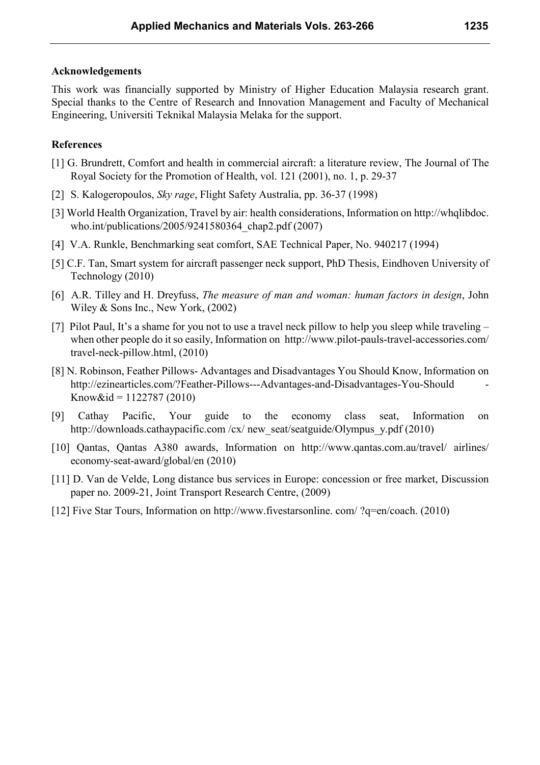## Acknowledgements

This work was financially supported by Ministry of Higher Education Malaysia research grant. Special thanks to the Centre of Research and Innovation Management and Faculty of Mechanical Engineering, Universiti Teknikal Malaysia Melaka for the support.

## References

[1] G. Brundrett, Comfort and health in commercial aircraft: a literature review, The Journal of The Royal Society for the Promotion of Health, vol. 121 (2001), no. 1, p. 29-37

[2] S. Kalogeropoulos, *Sky rage*, Flight Safety Australia, pp. 36-37 (1998)

[3] World Health Organization, Travel by air: health considerations, Information on http://whqlibdoc.who.int/publications/2005/9241580364_chap2.pdf (2007)

[4] V.A. Runkle, Benchmarking seat comfort, SAE Technical Paper, No. 940217 (1994)

[5] C.F. Tan, Smart system for aircraft passenger neck support, PhD Thesis, Eindhoven University of Technology (2010)

[6] A.R. Tilley and H. Dreyfuss, *The measure of man and woman: human factors in design*, John Wiley & Sons Inc., New York, (2002)

[7] Pilot Paul, It's a shame for you not to use a travel neck pillow to help you sleep while traveling – when other people do it so easily, Information on http://www.pilot-pauls-travel-accessories.com/travel-neck-pillow.html, (2010)

[8] N. Robinson, Feather Pillows- Advantages and Disadvantages You Should Know, Information on http://ezinearticles.com/?Feather-Pillows---Advantages-and-Disadvantages-You-Should - Know&id = 1122787 (2010)

[9] Cathay Pacific, Your guide to the economy class seat, Information on http://downloads.cathaypacific.com /cx/ new_seat/seatguide/Olympus_y.pdf (2010)

[10] Qantas, Qantas A380 awards, Information on http://www.qantas.com.au/travel/ airlines/ economy-seat-award/global/en (2010)

[11] D. Van de Velde, Long distance bus services in Europe: concession or free market, Discussion paper no. 2009-21, Joint Transport Research Centre, (2009)

[12] Five Star Tours, Information on http://www.fivestarsonline. com/ ?q=en/coach. (2010)